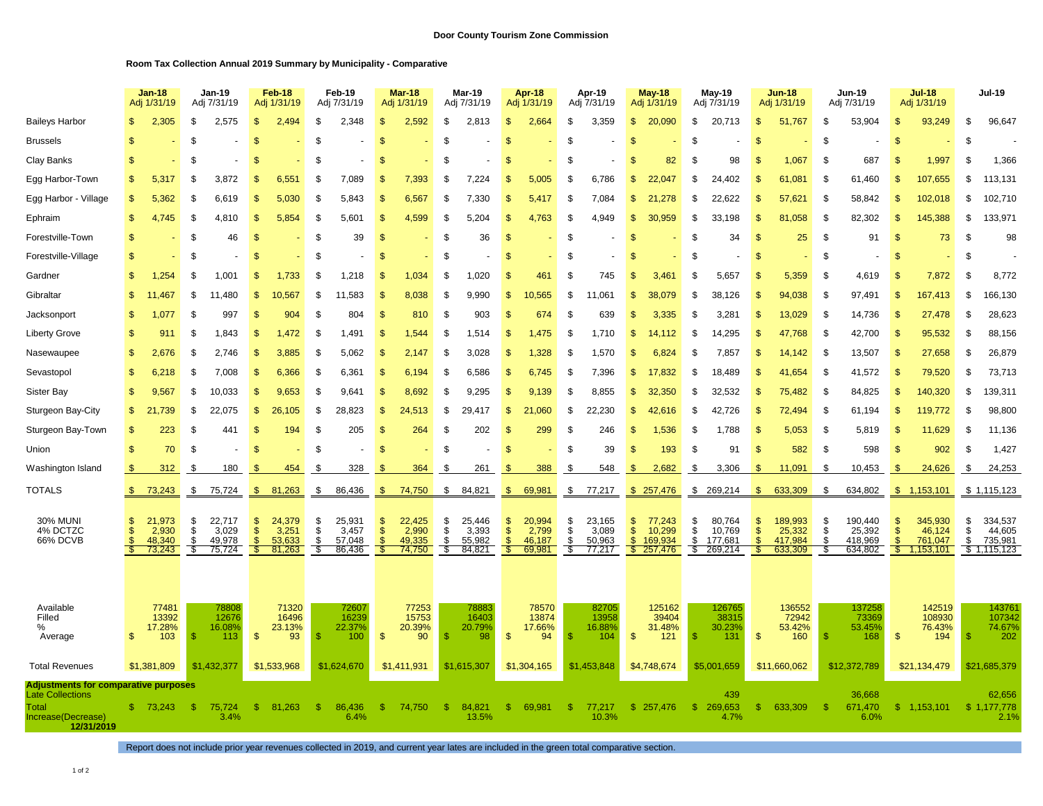**Door County Tourism Zone Commission**

**Room Tax Collection Annual 2019 Summary by Municipality - Comparative**

| | Jan-18 Adj 1/31/19 | Jan-19 Adj 7/31/19 | Feb-18 Adj 1/31/19 | Feb-19 Adj 7/31/19 | Mar-18 Adj 1/31/19 | Mar-19 Adj 7/31/19 | Apr-18 Adj 1/31/19 | Apr-19 Adj 7/31/19 | May-18 Adj 1/31/19 | May-19 Adj 7/31/19 | Jun-18 Adj 1/31/19 | Jun-19 Adj 7/31/19 | Jul-18 Adj 1/31/19 | Jul-19 |
|---|---|---|---|---|---|---|---|---|---|---|---|---|---|---|
| Baileys Harbor | $ 2,305 | $ 2,575 | $ 2,494 | $ 2,348 | $ 2,592 | $ 2,813 | $ 2,664 | $ 3,359 | $ 20,090 | $ 20,713 | $ 51,767 | $ 53,904 | $ 93,249 | $ 96,647 |
| Brussels | $ - | $ - | $ - | $ - | $ - | $ - | $ - | $ - | $ - | $ - | $ - | $ - | $ - | $ - |
| Clay Banks | $ - | $ - | $ - | $ - | $ - | $ - | $ - | $ - | $ 82 | $ 98 | $ 1,067 | $ 687 | $ 1,997 | $ 1,366 |
| Egg Harbor-Town | $ 5,317 | $ 3,872 | $ 6,551 | $ 7,089 | $ 7,393 | $ 7,224 | $ 5,005 | $ 6,786 | $ 22,047 | $ 24,402 | $ 61,081 | $ 61,460 | $ 107,655 | $ 113,131 |
| Egg Harbor - Village | $ 5,362 | $ 6,619 | $ 5,030 | $ 5,843 | $ 6,567 | $ 7,330 | $ 5,417 | $ 7,084 | $ 21,278 | $ 22,622 | $ 57,621 | $ 58,842 | $ 102,018 | $ 102,710 |
| Ephraim | $ 4,745 | $ 4,810 | $ 5,854 | $ 5,601 | $ 4,599 | $ 5,204 | $ 4,763 | $ 4,949 | $ 30,959 | $ 33,198 | $ 81,058 | $ 82,302 | $ 145,388 | $ 133,971 |
| Forestville-Town | $ - | $ 46 | $ - | $ 39 | $ - | $ 36 | $ - | $ - | $ - | $ 34 | $ 25 | $ 91 | $ 73 | $ 98 |
| Forestville-Village | $ - | $ - | $ - | $ - | $ - | $ - | $ - | $ - | $ - | $ - | $ - | $ - | $ - | $ - |
| Gardner | $ 1,254 | $ 1,001 | $ 1,733 | $ 1,218 | $ 1,034 | $ 1,020 | $ 461 | $ 745 | $ 3,461 | $ 5,657 | $ 5,359 | $ 4,619 | $ 7,872 | $ 8,772 |
| Gibraltar | $ 11,467 | $ 11,480 | $ 10,567 | $ 11,583 | $ 8,038 | $ 9,990 | $ 10,565 | $ 11,061 | $ 38,079 | $ 38,126 | $ 94,038 | $ 97,491 | $ 167,413 | $ 166,130 |
| Jacksonport | $ 1,077 | $ 997 | $ 904 | $ 804 | $ 810 | $ 903 | $ 674 | $ 639 | $ 3,335 | $ 3,281 | $ 13,029 | $ 14,736 | $ 27,478 | $ 28,623 |
| Liberty Grove | $ 911 | $ 1,843 | $ 1,472 | $ 1,491 | $ 1,544 | $ 1,514 | $ 1,475 | $ 1,710 | $ 14,112 | $ 14,295 | $ 47,768 | $ 42,700 | $ 95,532 | $ 88,156 |
| Nasewaupee | $ 2,676 | $ 2,746 | $ 3,885 | $ 5,062 | $ 2,147 | $ 3,028 | $ 1,328 | $ 1,570 | $ 6,824 | $ 7,857 | $ 14,142 | $ 13,507 | $ 27,658 | $ 26,879 |
| Sevastopol | $ 6,218 | $ 7,008 | $ 6,366 | $ 6,361 | $ 6,194 | $ 6,586 | $ 6,745 | $ 7,396 | $ 17,832 | $ 18,489 | $ 41,654 | $ 41,572 | $ 79,520 | $ 73,713 |
| Sister Bay | $ 9,567 | $ 10,033 | $ 9,653 | $ 9,641 | $ 8,692 | $ 9,295 | $ 9,139 | $ 8,855 | $ 32,350 | $ 32,532 | $ 75,482 | $ 84,825 | $ 140,320 | $ 139,311 |
| Sturgeon Bay-City | $ 21,739 | $ 22,075 | $ 26,105 | $ 28,823 | $ 24,513 | $ 29,417 | $ 21,060 | $ 22,230 | $ 42,616 | $ 42,726 | $ 72,494 | $ 61,194 | $ 119,772 | $ 98,800 |
| Sturgeon Bay-Town | $ 223 | $ 441 | $ 194 | $ 205 | $ 264 | $ 202 | $ 299 | $ 246 | $ 1,536 | $ 1,788 | $ 5,053 | $ 5,819 | $ 11,629 | $ 11,136 |
| Union | $ 70 | $ - | $ - | $ - | $ - | $ - | $ - | $ 39 | $ 193 | $ 91 | $ 582 | $ 598 | $ 902 | $ 1,427 |
| Washington Island | $ 312 | $ 180 | $ 454 | $ 328 | $ 364 | $ 261 | $ 388 | $ 548 | $ 2,682 | $ 3,306 | $ 11,091 | $ 10,453 | $ 24,626 | $ 24,253 |
| TOTALS | $ 73,243 | $ 75,724 | $ 81,263 | $ 86,436 | $ 74,750 | $ 84,821 | $ 69,981 | $ 77,217 | $ 257,476 | $ 269,214 | $ 633,309 | $ 634,802 | $ 1,153,101 | $ 1,115,123 |
| 30% MUNI | $ 21,973 | $ 22,717 | $ 24,379 | $ 25,931 | $ 22,425 | $ 25,446 | $ 20,994 | $ 23,165 | $ 77,243 | $ 80,764 | $ 189,993 | $ 190,440 | $ 345,930 | $ 334,537 |
| 4% DCTZC | $ 2,930 | $ 3,029 | $ 3,251 | $ 3,457 | $ 2,990 | $ 3,393 | $ 2,799 | $ 3,089 | $ 10,299 | $ 10,769 | $ 25,332 | $ 25,392 | $ 46,124 | $ 44,605 |
| 66% DCVB | $ 48,340 | $ 49,978 | $ 53,633 | $ 57,048 | $ 49,335 | $ 55,982 | $ 46,187 | $ 50,963 | $ 169,934 | $ 177,681 | $ 417,984 | $ 418,969 | $ 761,047 | $ 735,981 |
| | $ 73,243 | $ 75,724 | $ 81,263 | $ 86,436 | $ 74,750 | $ 84,821 | $ 69,981 | $ 77,217 | $ 257,476 | $ 269,214 | $ 633,309 | $ 634,802 | $ 1,153,101 | $ 1,115,123 |
| Available | 77481 | 78808 | 71320 | 72607 | 77253 | 78883 | 78570 | 82705 | 125162 | 126765 | 136552 | 137258 | 142519 | 143761 |
| Filled | 13392 | 12676 | 16496 | 16239 | 15753 | 16403 | 13874 | 13958 | 39404 | 38315 | 72942 | 73369 | 108930 | 107342 |
| % | 17.28% | 16.08% | 23.13% | 22.37% | 20.39% | 20.79% | 17.66% | 16.88% | 31.48% | 30.23% | 53.42% | 53.45% | 76.43% | 74.67% |
| Average | $ 103 | $ 113 | $ 93 | $ 100 | $ 90 | $ 98 | $ 94 | $ 104 | $ 121 | $ 131 | $ 160 | $ 168 | $ 194 | $ 202 |
| Total Revenues | $1,381,809 | $1,432,377 | $1,533,968 | $1,624,670 | $1,411,931 | $1,615,307 | $1,304,165 | $1,453,848 | $4,748,674 | $5,001,659 | $11,660,062 | $12,372,789 | $21,134,479 | $21,685,379 |
| **Adjustments for comparative purposes** | | | | | | | | | | | | | | |
| Late Collections | | | | | | | | | | 439 | | 36,668 | | 62,656 |
| Total | $ 73,243 | $ 75,724 | $ 81,263 | $ 86,436 | $ 74,750 | $ 84,821 | $ 69,981 | $ 77,217 | $ 257,476 | $ 269,653 | $ 633,309 | $ 671,470 | $ 1,153,101 | $ 1,177,778 |
| Increase(Decrease) **12/31/2019** | | 3.4% | | 6.4% | | 13.5% | | 10.3% | | 4.7% | | 6.0% | | 2.1% |

Report does not include prior year revenues collected in 2019, and current year lates are included in the green total comparative section.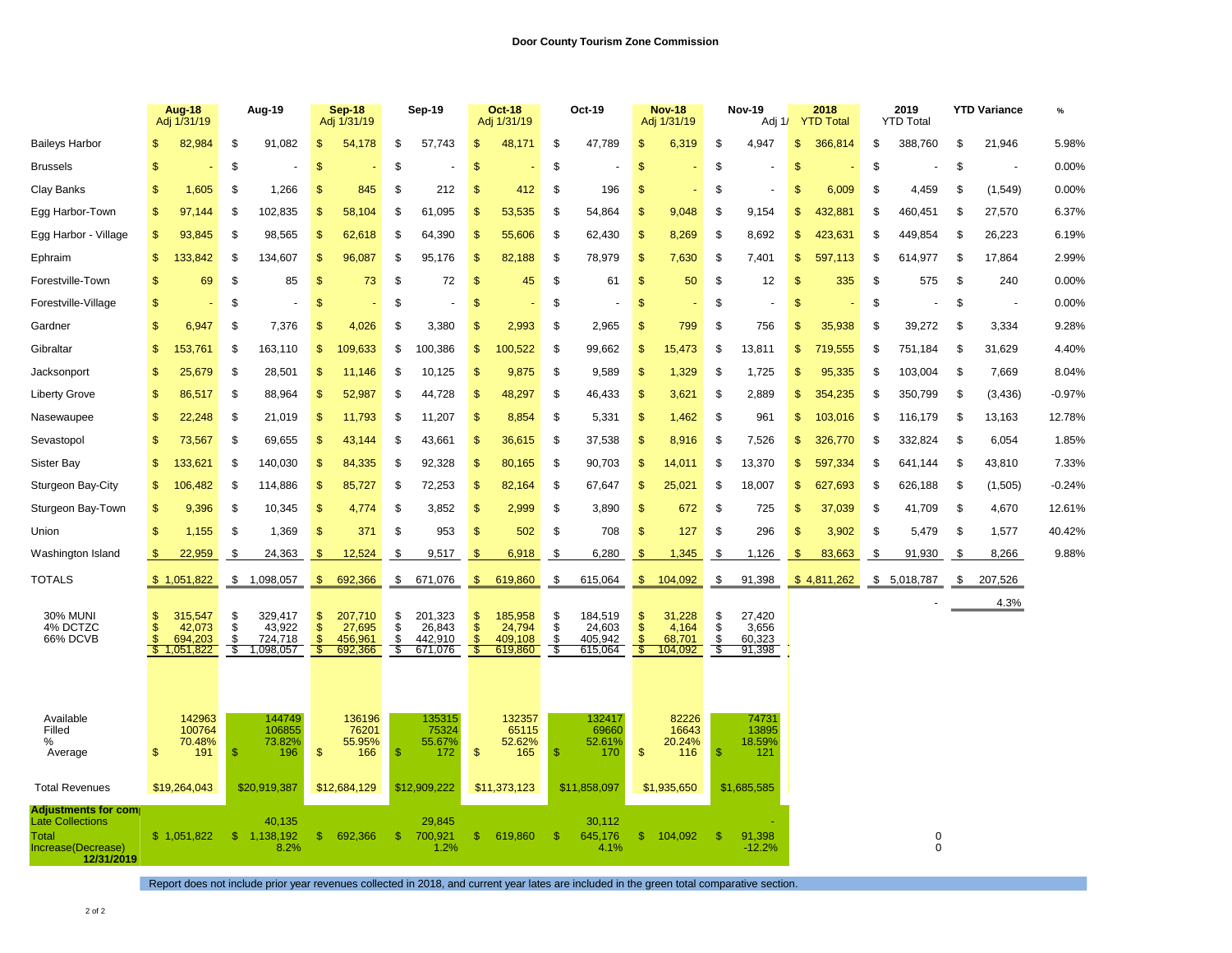# Door County Tourism Zone Commission

| | Aug-18 Adj 1/31/19 | Aug-19 | Sep-18 Adj 1/31/19 | Sep-19 | Oct-18 Adj 1/31/19 | Oct-19 | Nov-18 Adj 1/31/19 | Nov-19 Adj 1/ | 2018 YTD Total | 2019 YTD Total | YTD Variance | % |
|---|---|---|---|---|---|---|---|---|---|---|---|---|
| Baileys Harbor | $ 82,984 | $ 91,082 | $ 54,178 | $ 57,743 | $ 48,171 | $ 47,789 | $ 6,319 | $ 4,947 | $ 366,814 | $ 388,760 | $ 21,946 | 5.98% |
| Brussels | $ - | $ - | $ - | $ - | $ - | $ - | $ - | $ - | $ - | $ - | $ - | 0.00% |
| Clay Banks | $ 1,605 | $ 1,266 | $ 845 | $ 212 | $ 412 | $ 196 | $ - | $ - | $ 6,009 | $ 4,459 | $ (1,549) | 0.00% |
| Egg Harbor-Town | $ 97,144 | $ 102,835 | $ 58,104 | $ 61,095 | $ 53,535 | $ 54,864 | $ 9,048 | $ 9,154 | $ 432,881 | $ 460,451 | $ 27,570 | 6.37% |
| Egg Harbor - Village | $ 93,845 | $ 98,565 | $ 62,618 | $ 64,390 | $ 55,606 | $ 62,430 | $ 8,269 | $ 8,692 | $ 423,631 | $ 449,854 | $ 26,223 | 6.19% |
| Ephraim | $ 133,842 | $ 134,607 | $ 96,087 | $ 95,176 | $ 82,188 | $ 78,979 | $ 7,630 | $ 7,401 | $ 597,113 | $ 614,977 | $ 17,864 | 2.99% |
| Forestville-Town | $ 69 | $ 85 | $ 73 | $ 72 | $ 45 | $ 61 | $ 50 | $ 12 | $ 335 | $ 575 | $ 240 | 0.00% |
| Forestville-Village | $ - | $ - | $ - | $ - | $ - | $ - | $ - | $ - | $ - | $ - | $ - | 0.00% |
| Gardner | $ 6,947 | $ 7,376 | $ 4,026 | $ 3,380 | $ 2,993 | $ 2,965 | $ 799 | $ 756 | $ 35,938 | $ 39,272 | $ 3,334 | 9.28% |
| Gibraltar | $ 153,761 | $ 163,110 | $ 109,633 | $ 100,386 | $ 100,522 | $ 99,662 | $ 15,473 | $ 13,811 | $ 719,555 | $ 751,184 | $ 31,629 | 4.40% |
| Jacksonport | $ 25,679 | $ 28,501 | $ 11,146 | $ 10,125 | $ 9,875 | $ 9,589 | $ 1,329 | $ 1,725 | $ 95,335 | $ 103,004 | $ 7,669 | 8.04% |
| Liberty Grove | $ 86,517 | $ 88,964 | $ 52,987 | $ 44,728 | $ 48,297 | $ 46,433 | $ 3,621 | $ 2,889 | $ 354,235 | $ 350,799 | $ (3,436) | -0.97% |
| Nasewaupee | $ 22,248 | $ 21,019 | $ 11,793 | $ 11,207 | $ 8,854 | $ 5,331 | $ 1,462 | $ 961 | $ 103,016 | $ 116,179 | $ 13,163 | 12.78% |
| Sevastopol | $ 73,567 | $ 69,655 | $ 43,144 | $ 43,661 | $ 36,615 | $ 37,538 | $ 8,916 | $ 7,526 | $ 326,770 | $ 332,824 | $ 6,054 | 1.85% |
| Sister Bay | $ 133,621 | $ 140,030 | $ 84,335 | $ 92,328 | $ 80,165 | $ 90,703 | $ 14,011 | $ 13,370 | $ 597,334 | $ 641,144 | $ 43,810 | 7.33% |
| Sturgeon Bay-City | $ 106,482 | $ 114,886 | $ 85,727 | $ 72,253 | $ 82,164 | $ 67,647 | $ 25,021 | $ 18,007 | $ 627,693 | $ 626,188 | $ (1,505) | -0.24% |
| Sturgeon Bay-Town | $ 9,396 | $ 10,345 | $ 4,774 | $ 3,852 | $ 2,999 | $ 3,890 | $ 672 | $ 725 | $ 37,039 | $ 41,709 | $ 4,670 | 12.61% |
| Union | $ 1,155 | $ 1,369 | $ 371 | $ 953 | $ 502 | $ 708 | $ 127 | $ 296 | $ 3,902 | $ 5,479 | $ 1,577 | 40.42% |
| Washington Island | $ 22,959 | $ 24,363 | $ 12,524 | $ 9,517 | $ 6,918 | $ 6,280 | $ 1,345 | $ 1,126 | $ 83,663 | $ 91,930 | $ 8,266 | 9.88% |
| TOTALS | $ 1,051,822 | $ 1,098,057 | $ 692,366 | $ 671,076 | $ 619,860 | $ 615,064 | $ 104,092 | $ 91,398 | $ 4,811,262 | $ 5,018,787 | $ 207,526 | |
| | | | | | | | | | | - | 4.3% | |
| 30% MUNI | $ 315,547 | $ 329,417 | $ 207,710 | $ 201,323 | $ 185,958 | $ 184,519 | $ 31,228 | $ 27,420 | | | | |
| 4% DCTZC | $ 42,073 | $ 43,922 | $ 27,695 | $ 26,843 | $ 24,794 | $ 24,603 | $ 4,164 | $ 3,656 | | | | |
| 66% DCVB | $ 694,203 | $ 724,718 | $ 456,961 | $ 442,910 | $ 409,108 | $ 405,942 | $ 68,701 | $ 60,323 | | | | |
| | $ 1,051,822 | $ 1,098,057 | $ 692,366 | $ 671,076 | $ 619,860 | $ 615,064 | $ 104,092 | $ 91,398 | | | | |
| Available | 142963 | 144749 | 136196 | 135315 | 132357 | 132417 | 82226 | 74731 | | | | |
| Filled | 100764 | 106855 | 76201 | 75324 | 65115 | 69660 | 16643 | 13895 | | | | |
| % | 70.48% | 73.82% | 55.95% | 55.67% | 52.62% | 52.61% | 20.24% | 18.59% | | | | |
| Average | $ 191 | $ 196 | $ 166 | $ 172 | $ 165 | $ 170 | $ 116 | $ 121 | | | | |
| Total Revenues | $19,264,043 | $20,919,387 | $12,684,129 | $12,909,222 | $11,373,123 | $11,858,097 | $1,935,650 | $1,685,585 | | | | |
| **Adjustments for com** | | | | | | | | | | | | |
| Late Collections | | 40,135 | | 29,845 | | 30,112 | | - | | | | |
| Total | $ 1,051,822 | $ 1,138,192 | $ 692,366 | $ 700,921 | $ 619,860 | $ 645,176 | $ 104,092 | $ 91,398 | | 0 | | |
| Increase(Decrease) | | 8.2% | | 1.2% | | 4.1% | | -12.2% | | 0 | | |
| **12/31/2019** | | | | | | | | | | | | |

Report does not include prior year revenues collected in 2018, and current year lates are included in the green total comparative section.